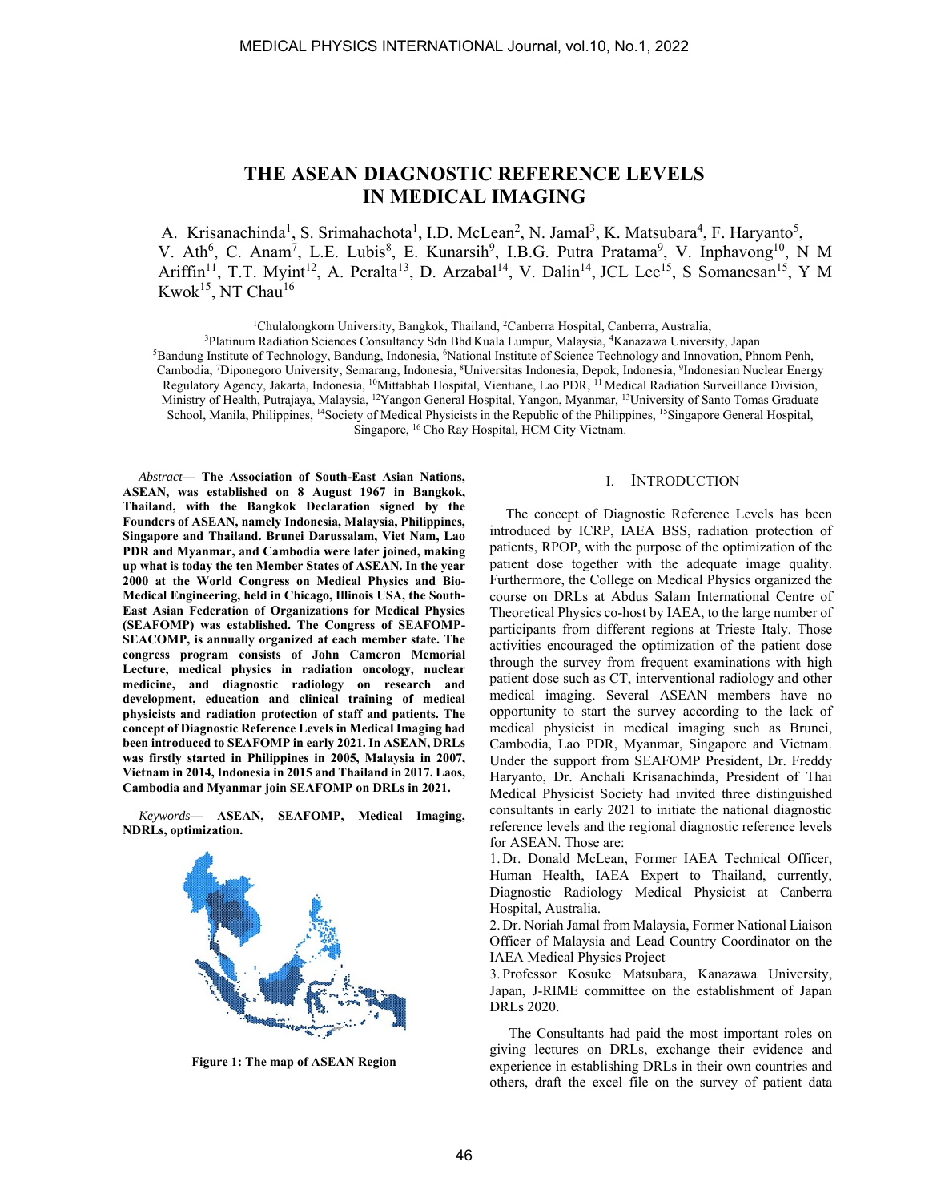# THE ASEAN DIAGNOSTIC REFERENCE LEVELS IN MEDICAL IMAGING

A. Krisanachinda[1], S. Srimahachota[1], I.D. McLean[2], N. Jamal[3], K. Matsubara[4], F. Haryanto[5], V. Ath[6], C. Anam[7], L.E. Lubis[8], E. Kunarsih[9], I.B.G. Putra Pratama[9], V. Inphavong[10], N M Ariffin[11], T.T. Myint[12], A. Peralta[13], D. Arzabal[14], V. Dalin[14], JCL Lee[15], S Somanesan[15], Y M Kwok[15], NT Chau[16]

[1]Chulalongkorn University, Bangkok, Thailand, [2]Canberra Hospital, Canberra, Australia, [3]Platinum Radiation Sciences Consultancy Sdn Bhd Kuala Lumpur, Malaysia, [4]Kanazawa University, Japan [5]Bandung Institute of Technology, Bandung, Indonesia, [6]National Institute of Science Technology and Innovation, Phnom Penh, Cambodia, [7]Diponegoro University, Semarang, Indonesia, [8]Universitas Indonesia, Depok, Indonesia, [9]Indonesian Nuclear Energy Regulatory Agency, Jakarta, Indonesia, [10]Mittabhab Hospital, Vientiane, Lao PDR, [11] Medical Radiation Surveillance Division, Ministry of Health, Putrajaya, Malaysia, [12]Yangon General Hospital, Yangon, Myanmar, [13]University of Santo Tomas Graduate School, Manila, Philippines, [14]Society of Medical Physicists in the Republic of the Philippines, [15]Singapore General Hospital, Singapore, [16] Cho Ray Hospital, HCM City Vietnam.

*Abstract*— **The Association of South-East Asian Nations, ASEAN, was established on 8 August 1967 in Bangkok, Thailand, with the Bangkok Declaration signed by the Founders of ASEAN, namely Indonesia, Malaysia, Philippines, Singapore and Thailand. Brunei Darussalam, Viet Nam, Lao PDR and Myanmar, and Cambodia were later joined, making up what is today the ten Member States of ASEAN. In the year 2000 at the World Congress on Medical Physics and Bio-Medical Engineering, held in Chicago, Illinois USA, the South-East Asian Federation of Organizations for Medical Physics (SEAFOMP) was established. The Congress of SEAFOMP-SEACOMP, is annually organized at each member state. The congress program consists of John Cameron Memorial Lecture, medical physics in radiation oncology, nuclear medicine, and diagnostic radiology on research and development, education and clinical training of medical physicists and radiation protection of staff and patients. The concept of Diagnostic Reference Levels in Medical Imaging had been introduced to SEAFOMP in early 2021. In ASEAN, DRLs was firstly started in Philippines in 2005, Malaysia in 2007, Vietnam in 2014, Indonesia in 2015 and Thailand in 2017. Laos, Cambodia and Myanmar join SEAFOMP on DRLs in 2021.**

*Keywords*— **ASEAN, SEAFOMP, Medical Imaging, NDRLs, optimization.**

**Figure 1: The map of ASEAN Region**

## I. INTRODUCTION

The concept of Diagnostic Reference Levels has been introduced by ICRP, IAEA BSS, radiation protection of patients, RPOP, with the purpose of the optimization of the patient dose together with the adequate image quality. Furthermore, the College on Medical Physics organized the course on DRLs at Abdus Salam International Centre of Theoretical Physics co-host by IAEA, to the large number of participants from different regions at Trieste Italy. Those activities encouraged the optimization of the patient dose through the survey from frequent examinations with high patient dose such as CT, interventional radiology and other medical imaging. Several ASEAN members have no opportunity to start the survey according to the lack of medical physicist in medical imaging such as Brunei, Cambodia, Lao PDR, Myanmar, Singapore and Vietnam. Under the support from SEAFOMP President, Dr. Freddy Haryanto, Dr. Anchali Krisanachinda, President of Thai Medical Physicist Society had invited three distinguished consultants in early 2021 to initiate the national diagnostic reference levels and the regional diagnostic reference levels for ASEAN. Those are:

1. Dr. Donald McLean, Former IAEA Technical Officer, Human Health, IAEA Expert to Thailand, currently, Diagnostic Radiology Medical Physicist at Canberra Hospital, Australia.
2. Dr. Noriah Jamal from Malaysia, Former National Liaison Officer of Malaysia and Lead Country Coordinator on the IAEA Medical Physics Project
3. Professor Kosuke Matsubara, Kanazawa University, Japan, J-RIME committee on the establishment of Japan DRLs 2020.

The Consultants had paid the most important roles on giving lectures on DRLs, exchange their evidence and experience in establishing DRLs in their own countries and others, draft the excel file on the survey of patient data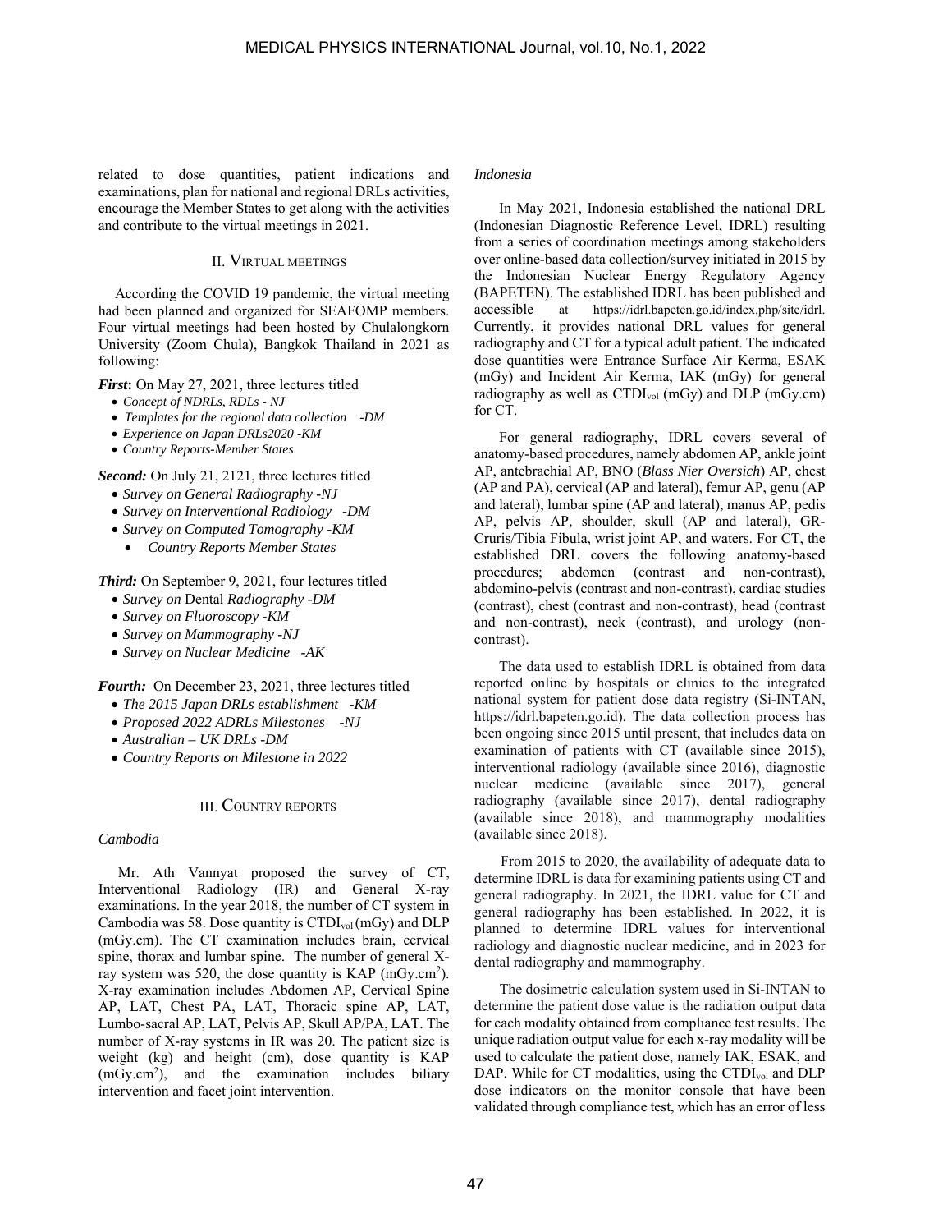related to dose quantities, patient indications and examinations, plan for national and regional DRLs activities, encourage the Member States to get along with the activities and contribute to the virtual meetings in 2021.

## II. Virtual meetings

According the COVID 19 pandemic, the virtual meeting had been planned and organized for SEAFOMP members. Four virtual meetings had been hosted by Chulalongkorn University (Zoom Chula), Bangkok Thailand in 2021 as following:

***First*:** On May 27, 2021, three lectures titled

- *Concept of NDRLs, RDLs - NJ*
- *Templates for the regional data collection -DM*
- *Experience on Japan DRLs2020 -KM*
- *Country Reports-Member States*

***Second:*** On July 21, 2121, three lectures titled

- *Survey on General Radiography -NJ*
- *Survey on Interventional Radiology -DM*
- *Survey on Computed Tomography -KM*
- *Country Reports Member States*

***Third:*** On September 9, 2021, four lectures titled

- *Survey on* Dental *Radiography -DM*
- *Survey on Fluoroscopy -KM*
- *Survey on Mammography -NJ*
- *Survey on Nuclear Medicine -AK*

***Fourth:*** On December 23, 2021, three lectures titled

- *The 2015 Japan DRLs establishment -KM*
- *Proposed 2022 ADRLs Milestones -NJ*
- *Australian – UK DRLs -DM*
- *Country Reports on Milestone in 2022*

## III. Country reports

### *Cambodia*

Mr. Ath Vannyat proposed the survey of CT, Interventional Radiology (IR) and General X-ray examinations. In the year 2018, the number of CT system in Cambodia was 58. Dose quantity is $CTDI_{vol}$ (mGy) and DLP (mGy.cm). The CT examination includes brain, cervical spine, thorax and lumbar spine. The number of general X-ray system was 520, the dose quantity is KAP (mGy.cm$^2$). X-ray examination includes Abdomen AP, Cervical Spine AP, LAT, Chest PA, LAT, Thoracic spine AP, LAT, Lumbo-sacral AP, LAT, Pelvis AP, Skull AP/PA, LAT. The number of X-ray systems in IR was 20. The patient size is weight (kg) and height (cm), dose quantity is KAP (mGy.cm$^2$), and the examination includes biliary intervention and facet joint intervention.

### *Indonesia*

In May 2021, Indonesia established the national DRL (Indonesian Diagnostic Reference Level, IDRL) resulting from a series of coordination meetings among stakeholders over online-based data collection/survey initiated in 2015 by the Indonesian Nuclear Energy Regulatory Agency (BAPETEN). The established IDRL has been published and accessible at https://idrl.bapeten.go.id/index.php/site/idrl. Currently, it provides national DRL values for general radiography and CT for a typical adult patient. The indicated dose quantities were Entrance Surface Air Kerma, ESAK (mGy) and Incident Air Kerma, IAK (mGy) for general radiography as well as $CTDI_{vol}$ (mGy) and DLP (mGy.cm) for CT.

For general radiography, IDRL covers several of anatomy-based procedures, namely abdomen AP, ankle joint AP, antebrachial AP, BNO (*Blass Nier Oversich*) AP, chest (AP and PA), cervical (AP and lateral), femur AP, genu (AP and lateral), lumbar spine (AP and lateral), manus AP, pedis AP, pelvis AP, shoulder, skull (AP and lateral), GR-Cruris/Tibia Fibula, wrist joint AP, and waters. For CT, the established DRL covers the following anatomy-based procedures; abdomen (contrast and non-contrast), abdomino-pelvis (contrast and non-contrast), cardiac studies (contrast), chest (contrast and non-contrast), head (contrast and non-contrast), neck (contrast), and urology (non-contrast).

The data used to establish IDRL is obtained from data reported online by hospitals or clinics to the integrated national system for patient dose data registry (Si-INTAN, https://idrl.bapeten.go.id). The data collection process has been ongoing since 2015 until present, that includes data on examination of patients with CT (available since 2015), interventional radiology (available since 2016), diagnostic nuclear medicine (available since 2017), general radiography (available since 2017), dental radiography (available since 2018), and mammography modalities (available since 2018).

From 2015 to 2020, the availability of adequate data to determine IDRL is data for examining patients using CT and general radiography. In 2021, the IDRL value for CT and general radiography has been established. In 2022, it is planned to determine IDRL values for interventional radiology and diagnostic nuclear medicine, and in 2023 for dental radiography and mammography.

The dosimetric calculation system used in Si-INTAN to determine the patient dose value is the radiation output data for each modality obtained from compliance test results. The unique radiation output value for each x-ray modality will be used to calculate the patient dose, namely IAK, ESAK, and DAP. While for CT modalities, using the $CTDI_{vol}$ and DLP dose indicators on the monitor console that have been validated through compliance test, which has an error of less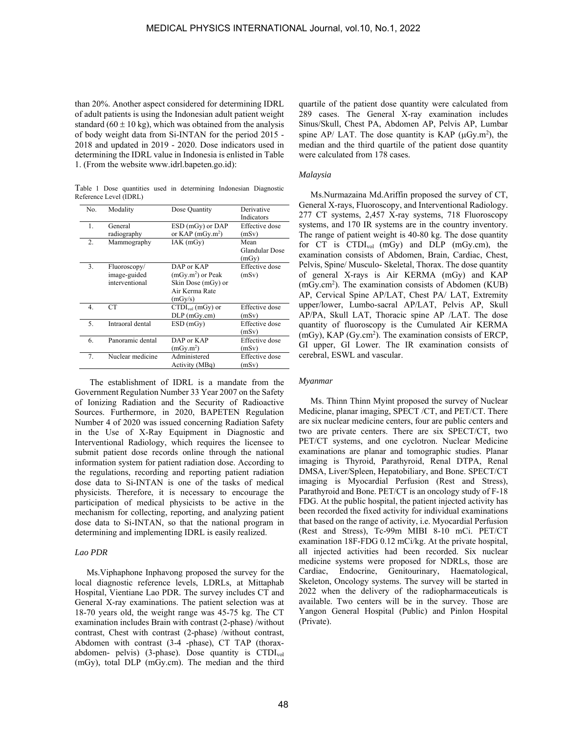than 20%. Another aspect considered for determining IDRL of adult patients is using the Indonesian adult patient weight standard ($60 \pm 10$ kg), which was obtained from the analysis of body weight data from Si-INTAN for the period 2015 - 2018 and updated in 2019 - 2020. Dose indicators used in determining the IDRL value in Indonesia is enlisted in Table 1. (From the website www.idrl.bapeten.go.id):

Table 1 Dose quantities used in determining Indonesian Diagnostic Reference Level (IDRL)

| No. | Modality | Dose Quantity | Derivative Indicators |
|---|---|---|---|
| 1. | General radiography | ESD (mGy) or DAP or KAP (mGy.m$^2$) | Effective dose (mSv) |
| 2. | Mammography | IAK (mGy) | Mean Glandular Dose (mGy) |
| 3. | Fluoroscopy/ image-guided interventional | DAP or KAP (mGy.m$^2$) or Peak Skin Dose (mGy) or Air Kerma Rate (mGy/s) | Effective dose (mSv) |
| 4. | CT | $CTDI_{vol}$ (mGy) or DLP (mGy.cm) | Effective dose (mSv) |
| 5. | Intraoral dental | ESD (mGy) | Effective dose (mSv) |
| 6. | Panoramic dental | DAP or KAP (mGy.m$^2$) | Effective dose (mSv) |
| 7. | Nuclear medicine | Administered Activity (MBq) | Effective dose (mSv) |

The establishment of IDRL is a mandate from the Government Regulation Number 33 Year 2007 on the Safety of Ionizing Radiation and the Security of Radioactive Sources. Furthermore, in 2020, BAPETEN Regulation Number 4 of 2020 was issued concerning Radiation Safety in the Use of X-Ray Equipment in Diagnostic and Interventional Radiology, which requires the licensee to submit patient dose records online through the national information system for patient radiation dose. According to the regulations, recording and reporting patient radiation dose data to Si-INTAN is one of the tasks of medical physicists. Therefore, it is necessary to encourage the participation of medical physicists to be active in the mechanism for collecting, reporting, and analyzing patient dose data to Si-INTAN, so that the national program in determining and implementing IDRL is easily realized.

*Lao PDR*

Ms.Viphaphone Inphavong proposed the survey for the local diagnostic reference levels, LDRLs, at Mittaphab Hospital, Vientiane Lao PDR. The survey includes CT and General X-ray examinations. The patient selection was at 18-70 years old, the weight range was 45-75 kg. The CT examination includes Brain with contrast (2-phase) /without contrast, Chest with contrast (2-phase) /without contrast, Abdomen with contrast (3-4 -phase), CT TAP (thorax-abdomen- pelvis) (3-phase). Dose quantity is $CTDI_{vol}$ (mGy), total DLP (mGy.cm). The median and the third quartile of the patient dose quantity were calculated from 289 cases. The General X-ray examination includes Sinus/Skull, Chest PA, Abdomen AP, Pelvis AP, Lumbar spine AP/ LAT. The dose quantity is KAP (μGy.m$^2$), the median and the third quartile of the patient dose quantity were calculated from 178 cases.

*Malaysia*

Ms.Nurmazaina Md.Ariffin proposed the survey of CT, General X-rays, Fluoroscopy, and Interventional Radiology. 277 CT systems, 2,457 X-ray systems, 718 Fluoroscopy systems, and 170 IR systems are in the country inventory. The range of patient weight is 40-80 kg. The dose quantity for CT is $CTDI_{vol}$ (mGy) and DLP (mGy.cm), the examination consists of Abdomen, Brain, Cardiac, Chest, Pelvis, Spine/ Musculo- Skeletal, Thorax. The dose quantity of general X-rays is Air KERMA (mGy) and KAP (mGy.cm$^2$). The examination consists of Abdomen (KUB) AP, Cervical Spine AP/LAT, Chest PA/ LAT, Extremity upper/lower, Lumbo-sacral AP/LAT, Pelvis AP, Skull AP/PA, Skull LAT, Thoracic spine AP /LAT. The dose quantity of fluoroscopy is the Cumulated Air KERMA (mGy), KAP (Gy.cm$^2$). The examination consists of ERCP, GI upper, GI Lower. The IR examination consists of cerebral, ESWL and vascular.

*Myanmar*

Ms. Thinn Thinn Myint proposed the survey of Nuclear Medicine, planar imaging, SPECT /CT, and PET/CT. There are six nuclear medicine centers, four are public centers and two are private centers. There are six SPECT/CT, two PET/CT systems, and one cyclotron. Nuclear Medicine examinations are planar and tomographic studies. Planar imaging is Thyroid, Parathyroid, Renal DTPA, Renal DMSA, Liver/Spleen, Hepatobiliary, and Bone. SPECT/CT imaging is Myocardial Perfusion (Rest and Stress), Parathyroid and Bone. PET/CT is an oncology study of F-18 FDG. At the public hospital, the patient injected activity has been recorded the fixed activity for individual examinations that based on the range of activity, i.e. Myocardial Perfusion (Rest and Stress), Tc-99m MIBI 8-10 mCi. PET/CT examination 18F-FDG 0.12 mCi/kg. At the private hospital, all injected activities had been recorded. Six nuclear medicine systems were proposed for NDRLs, those are Cardiac, Endocrine, Genitourinary, Haematological, Skeleton, Oncology systems. The survey will be started in 2022 when the delivery of the radiopharmaceuticals is available. Two centers will be in the survey. Those are Yangon General Hospital (Public) and Pinlon Hospital (Private).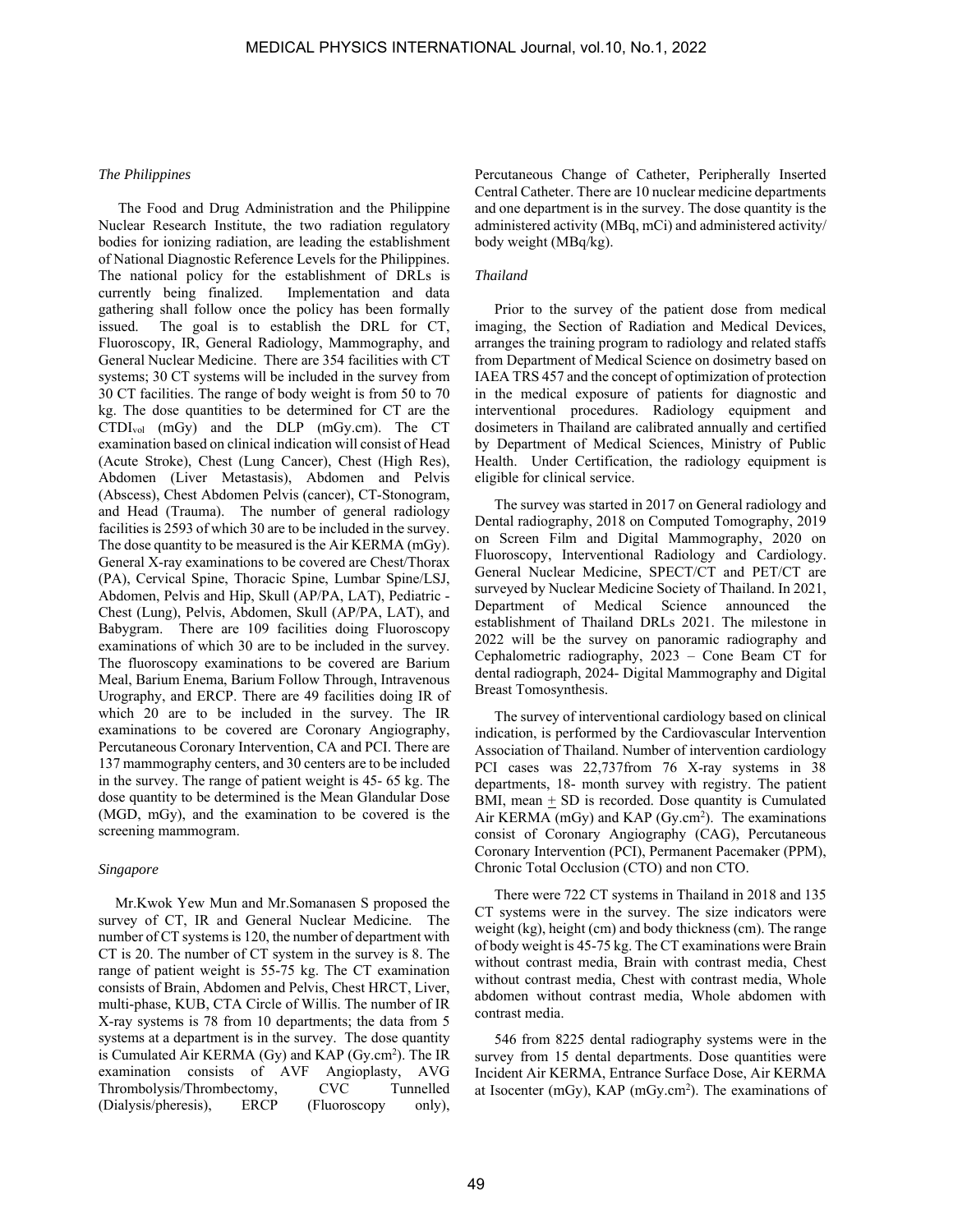*The Philippines*

The Food and Drug Administration and the Philippine Nuclear Research Institute, the two radiation regulatory bodies for ionizing radiation, are leading the establishment of National Diagnostic Reference Levels for the Philippines. The national policy for the establishment of DRLs is currently being finalized. Implementation and data gathering shall follow once the policy has been formally issued. The goal is to establish the DRL for CT, Fluoroscopy, IR, General Radiology, Mammography, and General Nuclear Medicine. There are 354 facilities with CT systems; 30 CT systems will be included in the survey from 30 CT facilities. The range of body weight is from 50 to 70 kg. The dose quantities to be determined for CT are the $CTDI_{vol}$ (mGy) and the DLP (mGy.cm). The CT examination based on clinical indication will consist of Head (Acute Stroke), Chest (Lung Cancer), Chest (High Res), Abdomen (Liver Metastasis), Abdomen and Pelvis (Abscess), Chest Abdomen Pelvis (cancer), CT-Stonogram, and Head (Trauma). The number of general radiology facilities is 2593 of which 30 are to be included in the survey. The dose quantity to be measured is the Air KERMA (mGy). General X-ray examinations to be covered are Chest/Thorax (PA), Cervical Spine, Thoracic Spine, Lumbar Spine/LSJ, Abdomen, Pelvis and Hip, Skull (AP/PA, LAT), Pediatric - Chest (Lung), Pelvis, Abdomen, Skull (AP/PA, LAT), and Babygram. There are 109 facilities doing Fluoroscopy examinations of which 30 are to be included in the survey. The fluoroscopy examinations to be covered are Barium Meal, Barium Enema, Barium Follow Through, Intravenous Urography, and ERCP. There are 49 facilities doing IR of which 20 are to be included in the survey. The IR examinations to be covered are Coronary Angiography, Percutaneous Coronary Intervention, CA and PCI. There are 137 mammography centers, and 30 centers are to be included in the survey. The range of patient weight is 45- 65 kg. The dose quantity to be determined is the Mean Glandular Dose (MGD, mGy), and the examination to be covered is the screening mammogram.

*Singapore*

Mr.Kwok Yew Mun and Mr.Somanasen S proposed the survey of CT, IR and General Nuclear Medicine. The number of CT systems is 120, the number of department with CT is 20. The number of CT system in the survey is 8. The range of patient weight is 55-75 kg. The CT examination consists of Brain, Abdomen and Pelvis, Chest HRCT, Liver, multi-phase, KUB, CTA Circle of Willis. The number of IR X-ray systems is 78 from 10 departments; the data from 5 systems at a department is in the survey. The dose quantity is Cumulated Air KERMA (Gy) and KAP (Gy.cm$^2$). The IR examination consists of AVF Angioplasty, AVG Thrombolysis/Thrombectomy, CVC Tunnelled (Dialysis/pheresis), ERCP (Fluoroscopy only), Percutaneous Change of Catheter, Peripherally Inserted Central Catheter. There are 10 nuclear medicine departments and one department is in the survey. The dose quantity is the administered activity (MBq, mCi) and administered activity/ body weight (MBq/kg).

*Thailand*

Prior to the survey of the patient dose from medical imaging, the Section of Radiation and Medical Devices, arranges the training program to radiology and related staffs from Department of Medical Science on dosimetry based on IAEA TRS 457 and the concept of optimization of protection in the medical exposure of patients for diagnostic and interventional procedures. Radiology equipment and dosimeters in Thailand are calibrated annually and certified by Department of Medical Sciences, Ministry of Public Health. Under Certification, the radiology equipment is eligible for clinical service.

The survey was started in 2017 on General radiology and Dental radiography, 2018 on Computed Tomography, 2019 on Screen Film and Digital Mammography, 2020 on Fluoroscopy, Interventional Radiology and Cardiology. General Nuclear Medicine, SPECT/CT and PET/CT are surveyed by Nuclear Medicine Society of Thailand. In 2021, Department of Medical Science announced the establishment of Thailand DRLs 2021. The milestone in 2022 will be the survey on panoramic radiography and Cephalometric radiography, 2023 – Cone Beam CT for dental radiograph, 2024- Digital Mammography and Digital Breast Tomosynthesis.

The survey of interventional cardiology based on clinical indication, is performed by the Cardiovascular Intervention Association of Thailand. Number of intervention cardiology PCI cases was 22,737from 76 X-ray systems in 38 departments, 18- month survey with registry. The patient BMI, mean $\pm$ SD is recorded. Dose quantity is Cumulated Air KERMA (mGy) and KAP (Gy.cm$^2$). The examinations consist of Coronary Angiography (CAG), Percutaneous Coronary Intervention (PCI), Permanent Pacemaker (PPM), Chronic Total Occlusion (CTO) and non CTO.

There were 722 CT systems in Thailand in 2018 and 135 CT systems were in the survey. The size indicators were weight (kg), height (cm) and body thickness (cm). The range of body weight is 45-75 kg. The CT examinations were Brain without contrast media, Brain with contrast media, Chest without contrast media, Chest with contrast media, Whole abdomen without contrast media, Whole abdomen with contrast media.

546 from 8225 dental radiography systems were in the survey from 15 dental departments. Dose quantities were Incident Air KERMA, Entrance Surface Dose, Air KERMA at Isocenter (mGy), KAP (mGy.cm$^2$). The examinations of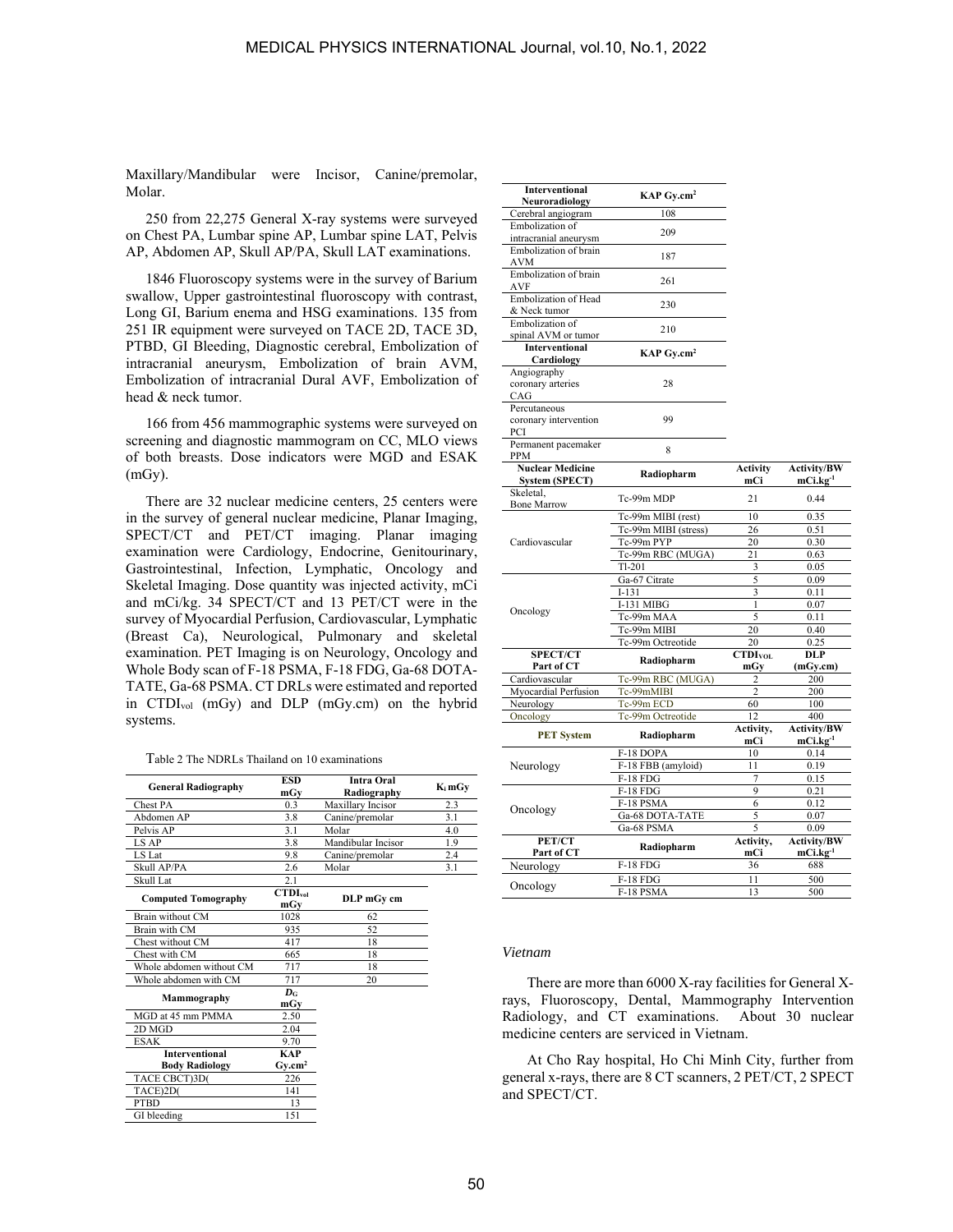Maxillary/Mandibular were Incisor, Canine/premolar, Molar.

250 from 22,275 General X-ray systems were surveyed on Chest PA, Lumbar spine AP, Lumbar spine LAT, Pelvis AP, Abdomen AP, Skull AP/PA, Skull LAT examinations.

1846 Fluoroscopy systems were in the survey of Barium swallow, Upper gastrointestinal fluoroscopy with contrast, Long GI, Barium enema and HSG examinations. 135 from 251 IR equipment were surveyed on TACE 2D, TACE 3D, PTBD, GI Bleeding, Diagnostic cerebral, Embolization of intracranial aneurysm, Embolization of brain AVM, Embolization of intracranial Dural AVF, Embolization of head & neck tumor.

166 from 456 mammographic systems were surveyed on screening and diagnostic mammogram on CC, MLO views of both breasts. Dose indicators were MGD and ESAK (mGy).

There are 32 nuclear medicine centers, 25 centers were in the survey of general nuclear medicine, Planar Imaging, SPECT/CT and PET/CT imaging. Planar imaging examination were Cardiology, Endocrine, Genitourinary, Gastrointestinal, Infection, Lymphatic, Oncology and Skeletal Imaging. Dose quantity was injected activity, mCi and mCi/kg. 34 SPECT/CT and 13 PET/CT were in the survey of Myocardial Perfusion, Cardiovascular, Lymphatic (Breast Ca), Neurological, Pulmonary and skeletal examination. PET Imaging is on Neurology, Oncology and Whole Body scan of F-18 PSMA, F-18 FDG, Ga-68 DOTA-TATE, Ga-68 PSMA. CT DRLs were estimated and reported in $CTDI_{vol}$ (mGy) and DLP (mGy.cm) on the hybrid systems.

Table 2 The NDRLs Thailand on 10 examinations

| General Radiography | ESD mGy | Intra Oral Radiography | $K_i$ mGy |
|---|---|---|---|
| Chest PA | 0.3 | Maxillary Incisor | 2.3 |
| Abdomen AP | 3.8 | Canine/premolar | 3.1 |
| Pelvis AP | 3.1 | Molar | 4.0 |
| LS AP | 3.8 | Mandibular Incisor | 1.9 |
| LS Lat | 9.8 | Canine/premolar | 2.4 |
| Skull AP/PA | 2.6 | Molar | 3.1 |
| Skull Lat | 2.1 | | |
| **Computed Tomography** | **$CTDI_{vol}$ mGy** | **DLP mGy cm** | |
| Brain without CM | 1028 | 62 | |
| Brain with CM | 935 | 52 | |
| Chest without CM | 417 | 18 | |
| Chest with CM | 665 | 18 | |
| Whole abdomen without CM | 717 | 18 | |
| Whole abdomen with CM | 717 | 20 | |
| **Mammography** | **$D_G$ mGy** | | |
| MGD at 45 mm PMMA | 2.50 | | |
| 2D MGD | 2.04 | | |
| ESAK | 9.70 | | |
| **Interventional Body Radiology** | **KAP Gy.cm$^2$** | | |
| TACE CBCT)3D( | 226 | | |
| TACE)2D( | 141 | | |
| PTBD | 13 | | |
| GI bleeding | 151 | | |
| **Interventional Neuroradiology** | **KAP Gy.cm$^2$** | | |
| Cerebral angiogram | 108 | | |
| Embolization of intracranial aneurysm | 209 | | |
| Embolization of brain AVM | 187 | | |
| Embolization of brain AVF | 261 | | |
| Embolization of Head & Neck tumor | 230 | | |
| Embolization of spinal AVM or tumor | 210 | | |
| **Interventional Cardiology** | **KAP Gy.cm$^2$** | | |
| Angiography coronary arteries CAG | 28 | | |
| Percutaneous coronary intervention PCI | 99 | | |
| Permanent pacemaker PPM | 8 | | |

| Nuclear Medicine System (SPECT) | Radiopharm | Activity mCi | Activity/BW mCi.kg$^{-1}$ |
|---|---|---|---|
| Skeletal, Bone Marrow | Tc-99m MDP | 21 | 0.44 |
| Cardiovascular | Tc-99m MIBI (rest) | 10 | 0.35 |
| | Tc-99m MIBI (stress) | 26 | 0.51 |
| | Tc-99m PYP | 20 | 0.30 |
| | Tc-99m RBC (MUGA) | 21 | 0.63 |
| | Tl-201 | 3 | 0.05 |
| Oncology | Ga-67 Citrate | 5 | 0.09 |
| | I-131 | 3 | 0.11 |
| | I-131 MIBG | 1 | 0.07 |
| | Tc-99m MAA | 5 | 0.11 |
| | Tc-99m MIBI | 20 | 0.40 |
| | Tc-99m Octreotide | 20 | 0.25 |
| **SPECT/CT Part of CT** | **Radiopharm** | **$CTDI_{VOL}$ mGy** | **DLP (mGy.cm)** |
| Cardiovascular | Tc-99m RBC (MUGA) | 2 | 200 |
| Myocardial Perfusion | Tc-99mMIBI | 2 | 200 |
| Neurology | Tc-99m ECD | 60 | 100 |
| Oncology | Tc-99m Octreotide | 12 | 400 |
| **PET System** | **Radiopharm** | **Activity, mCi** | **Activity/BW mCi.kg$^{-1}$** |
| Neurology | F-18 DOPA | 10 | 0.14 |
| | F-18 FBB (amyloid) | 11 | 0.19 |
| | F-18 FDG | 7 | 0.15 |
| Oncology | F-18 FDG | 9 | 0.21 |
| | F-18 PSMA | 6 | 0.12 |
| | Ga-68 DOTA-TATE | 5 | 0.07 |
| | Ga-68 PSMA | 5 | 0.09 |
| **PET/CT Part of CT** | **Radiopharm** | **Activity, mCi** | **Activity/BW mCi.kg$^{-1}$** |
| Neurology | F-18 FDG | 36 | 688 |
| Oncology | F-18 FDG | 11 | 500 |
| | F-18 PSMA | 13 | 500 |

*Vietnam*

There are more than 6000 X-ray facilities for General X-rays, Fluoroscopy, Dental, Mammography Intervention Radiology, and CT examinations. About 30 nuclear medicine centers are serviced in Vietnam.

At Cho Ray hospital, Ho Chi Minh City, further from general x-rays, there are 8 CT scanners, 2 PET/CT, 2 SPECT and SPECT/CT.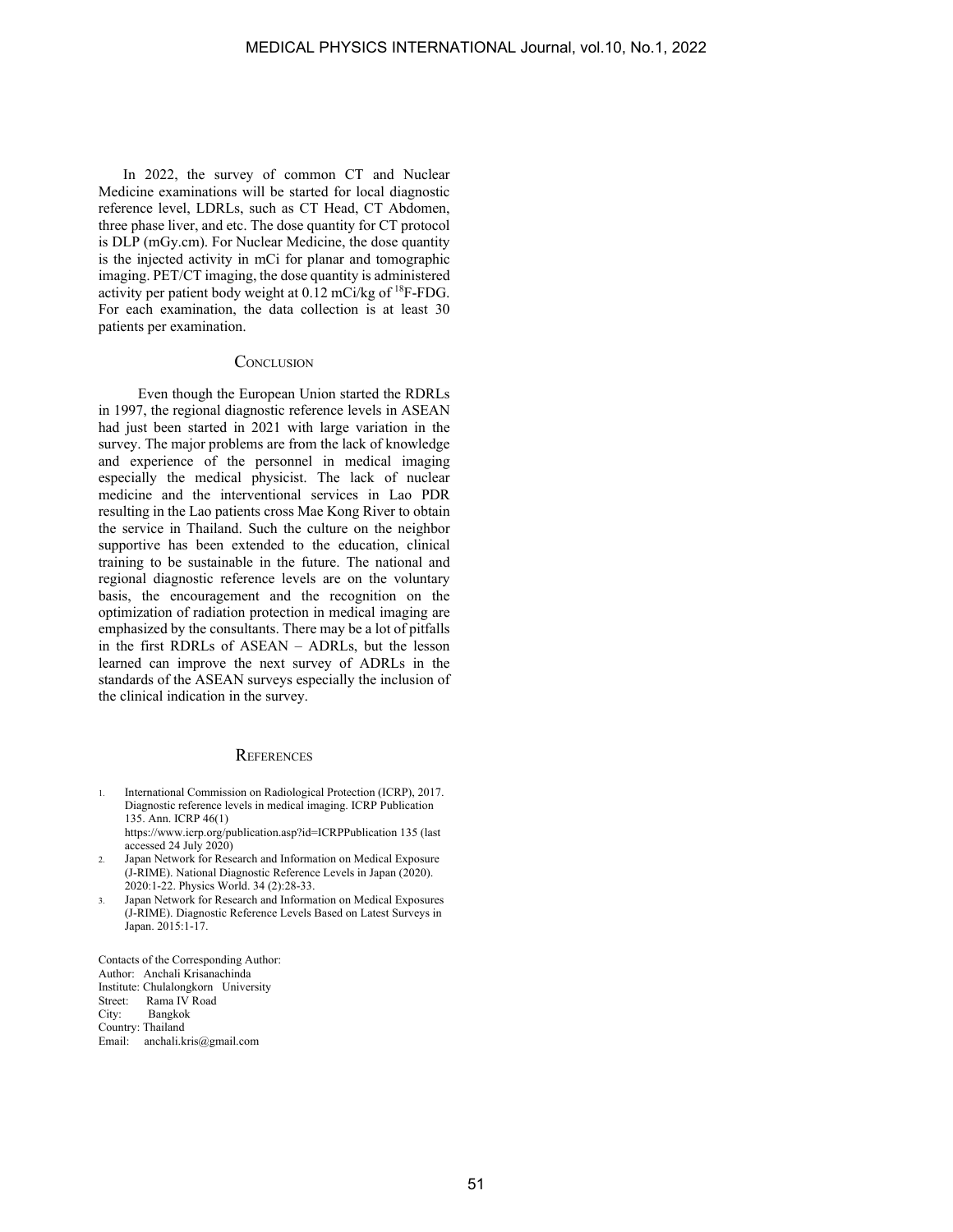In 2022, the survey of common CT and Nuclear Medicine examinations will be started for local diagnostic reference level, LDRLs, such as CT Head, CT Abdomen, three phase liver, and etc. The dose quantity for CT protocol is DLP (mGy.cm). For Nuclear Medicine, the dose quantity is the injected activity in mCi for planar and tomographic imaging. PET/CT imaging, the dose quantity is administered activity per patient body weight at 0.12 mCi/kg of $^{18}$F-FDG. For each examination, the data collection is at least 30 patients per examination.

## CONCLUSION

Even though the European Union started the RDRLs in 1997, the regional diagnostic reference levels in ASEAN had just been started in 2021 with large variation in the survey. The major problems are from the lack of knowledge and experience of the personnel in medical imaging especially the medical physicist. The lack of nuclear medicine and the interventional services in Lao PDR resulting in the Lao patients cross Mae Kong River to obtain the service in Thailand. Such the culture on the neighbor supportive has been extended to the education, clinical training to be sustainable in the future. The national and regional diagnostic reference levels are on the voluntary basis, the encouragement and the recognition on the optimization of radiation protection in medical imaging are emphasized by the consultants. There may be a lot of pitfalls in the first RDRLs of ASEAN – ADRLs, but the lesson learned can improve the next survey of ADRLs in the standards of the ASEAN surveys especially the inclusion of the clinical indication in the survey.

## REFERENCES

1. International Commission on Radiological Protection (ICRP), 2017. Diagnostic reference levels in medical imaging. ICRP Publication 135. Ann. ICRP 46(1) https://www.icrp.org/publication.asp?id=ICRPPublication 135 (last accessed 24 July 2020)
2. Japan Network for Research and Information on Medical Exposure (J-RIME). National Diagnostic Reference Levels in Japan (2020). 2020:1-22. Physics World. 34 (2):28-33.
3. Japan Network for Research and Information on Medical Exposures (J-RIME). Diagnostic Reference Levels Based on Latest Surveys in Japan. 2015:1-17.

Contacts of the Corresponding Author:
Author: Anchali Krisanachinda
Institute: Chulalongkorn University
Street: Rama IV Road
City: Bangkok
Country: Thailand
Email: anchali.kris@gmail.com